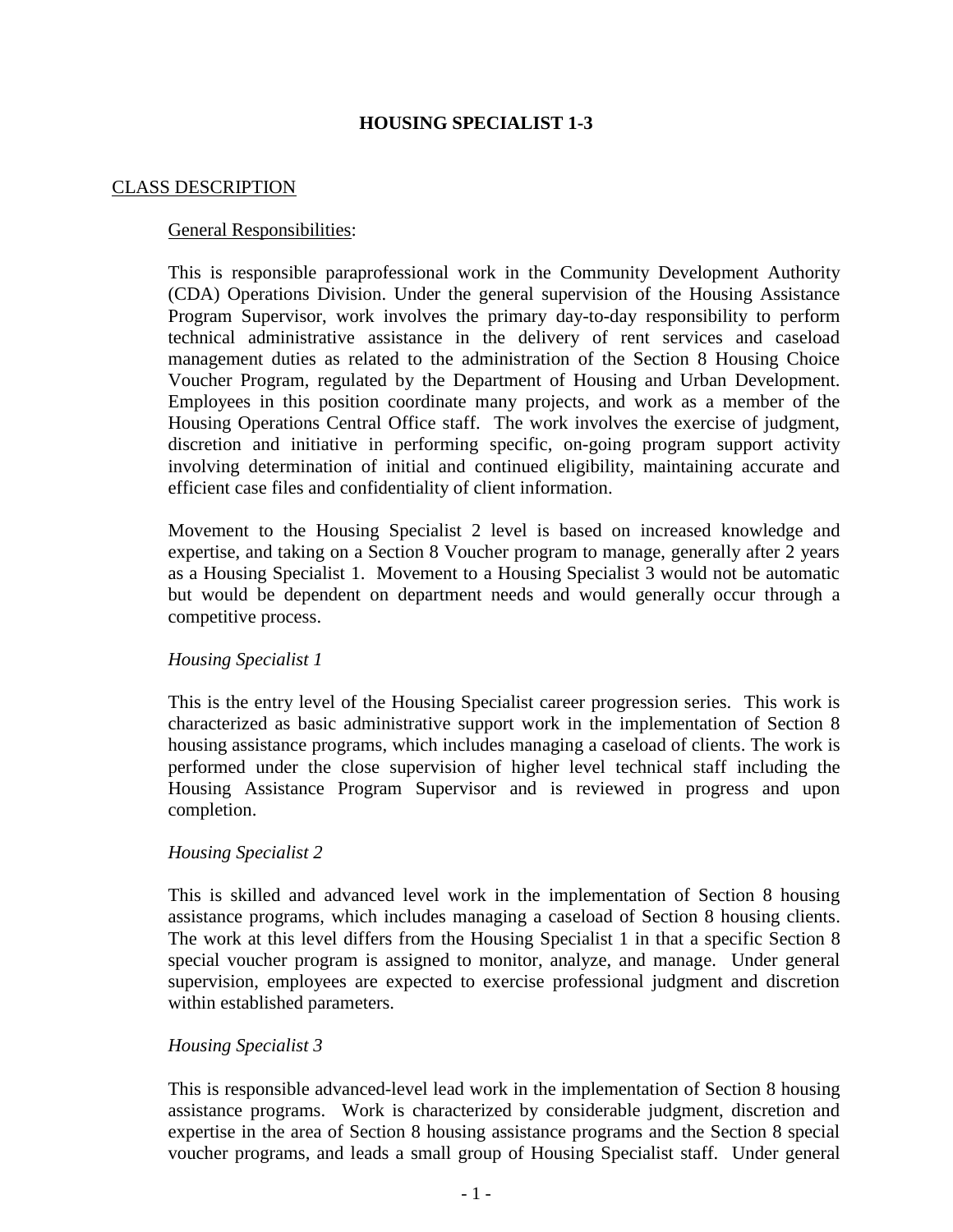# HOUSING SPECIALIST 1-3

## CLASS DESCRIPTION

### General Responsibilities:

This is responsible paraprofessional work in the Community Development Authority (CDA) Operations Division. Under the general supervision of the Housing Assistance Program Supervisor, work involves the primary day-to-day responsibility to perform technical administrative assistance in the delivery of rent services and caseload management duties as related to the administration of the Section 8 Housing Choice Voucher Program, regulated by the Department of Housing and Urban Development. Employees in this position coordinate many projects, and work as a member of the Housing Operations Central Office staff. The work involves the exercise of judgment, discretion and initiative in performing specific, on-going program support activity involving determination of initial and continued eligibility, maintaining accurate and efficient case files and confidentiality of client information.

Movement to the Housing Specialist 2 level is based on increased knowledge and expertise, and taking on a Section 8 Voucher program to manage, generally after 2 years as a Housing Specialist 1. Movement to a Housing Specialist 3 would not be automatic but would be dependent on department needs and would generally occur through a competitive process.

*Housing Specialist 1*

This is the entry level of the Housing Specialist career progression series. This work is characterized as basic administrative support work in the implementation of Section 8 housing assistance programs, which includes managing a caseload of clients. The work is performed under the close supervision of higher level technical staff including the Housing Assistance Program Supervisor and is reviewed in progress and upon completion.

*Housing Specialist 2*

This is skilled and advanced level work in the implementation of Section 8 housing assistance programs, which includes managing a caseload of Section 8 housing clients. The work at this level differs from the Housing Specialist 1 in that a specific Section 8 special voucher program is assigned to monitor, analyze, and manage. Under general supervision, employees are expected to exercise professional judgment and discretion within established parameters.

*Housing Specialist 3*

This is responsible advanced-level lead work in the implementation of Section 8 housing assistance programs. Work is characterized by considerable judgment, discretion and expertise in the area of Section 8 housing assistance programs and the Section 8 special voucher programs, and leads a small group of Housing Specialist staff. Under general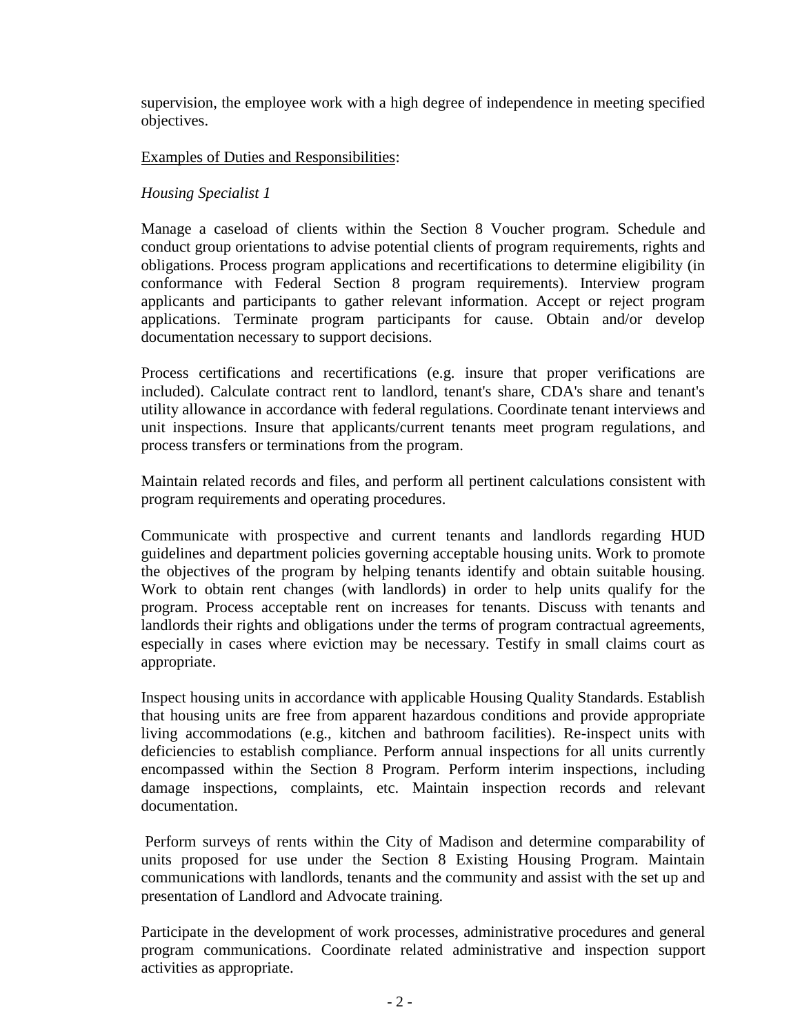supervision, the employee work with a high degree of independence in meeting specified objectives.

<u>Examples of Duties and Responsibilities</u>:

*Housing Specialist 1*

Manage a caseload of clients within the Section 8 Voucher program. Schedule and conduct group orientations to advise potential clients of program requirements, rights and obligations. Process program applications and recertifications to determine eligibility (in conformance with Federal Section 8 program requirements). Interview program applicants and participants to gather relevant information. Accept or reject program applications. Terminate program participants for cause. Obtain and/or develop documentation necessary to support decisions.

Process certifications and recertifications (e.g. insure that proper verifications are included). Calculate contract rent to landlord, tenant's share, CDA's share and tenant's utility allowance in accordance with federal regulations. Coordinate tenant interviews and unit inspections. Insure that applicants/current tenants meet program regulations, and process transfers or terminations from the program.

Maintain related records and files, and perform all pertinent calculations consistent with program requirements and operating procedures.

Communicate with prospective and current tenants and landlords regarding HUD guidelines and department policies governing acceptable housing units. Work to promote the objectives of the program by helping tenants identify and obtain suitable housing. Work to obtain rent changes (with landlords) in order to help units qualify for the program. Process acceptable rent on increases for tenants. Discuss with tenants and landlords their rights and obligations under the terms of program contractual agreements, especially in cases where eviction may be necessary. Testify in small claims court as appropriate.

Inspect housing units in accordance with applicable Housing Quality Standards. Establish that housing units are free from apparent hazardous conditions and provide appropriate living accommodations (e.g., kitchen and bathroom facilities). Re-inspect units with deficiencies to establish compliance. Perform annual inspections for all units currently encompassed within the Section 8 Program. Perform interim inspections, including damage inspections, complaints, etc. Maintain inspection records and relevant documentation.

Perform surveys of rents within the City of Madison and determine comparability of units proposed for use under the Section 8 Existing Housing Program. Maintain communications with landlords, tenants and the community and assist with the set up and presentation of Landlord and Advocate training.

Participate in the development of work processes, administrative procedures and general program communications. Coordinate related administrative and inspection support activities as appropriate.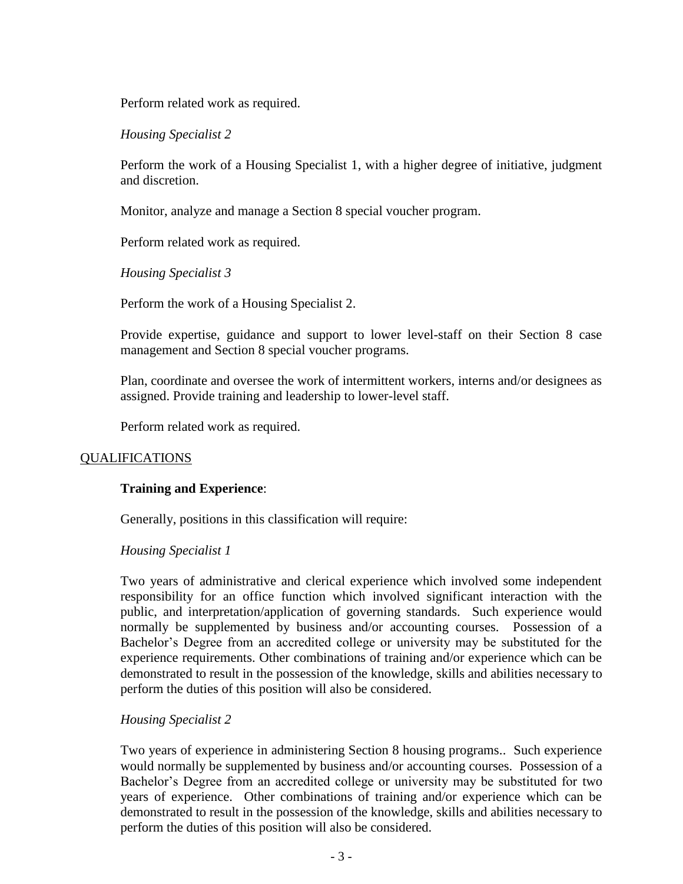Perform related work as required.

*Housing Specialist 2*

Perform the work of a Housing Specialist 1, with a higher degree of initiative, judgment and discretion.

Monitor, analyze and manage a Section 8 special voucher program.

Perform related work as required.

*Housing Specialist 3*

Perform the work of a Housing Specialist 2.

Provide expertise, guidance and support to lower level-staff on their Section 8 case management and Section 8 special voucher programs.

Plan, coordinate and oversee the work of intermittent workers, interns and/or designees as assigned. Provide training and leadership to lower-level staff.

Perform related work as required.

## QUALIFICATIONS

**Training and Experience**:

Generally, positions in this classification will require:

*Housing Specialist 1*

Two years of administrative and clerical experience which involved some independent responsibility for an office function which involved significant interaction with the public, and interpretation/application of governing standards. Such experience would normally be supplemented by business and/or accounting courses. Possession of a Bachelor's Degree from an accredited college or university may be substituted for the experience requirements. Other combinations of training and/or experience which can be demonstrated to result in the possession of the knowledge, skills and abilities necessary to perform the duties of this position will also be considered.

*Housing Specialist 2*

Two years of experience in administering Section 8 housing programs.. Such experience would normally be supplemented by business and/or accounting courses. Possession of a Bachelor's Degree from an accredited college or university may be substituted for two years of experience. Other combinations of training and/or experience which can be demonstrated to result in the possession of the knowledge, skills and abilities necessary to perform the duties of this position will also be considered.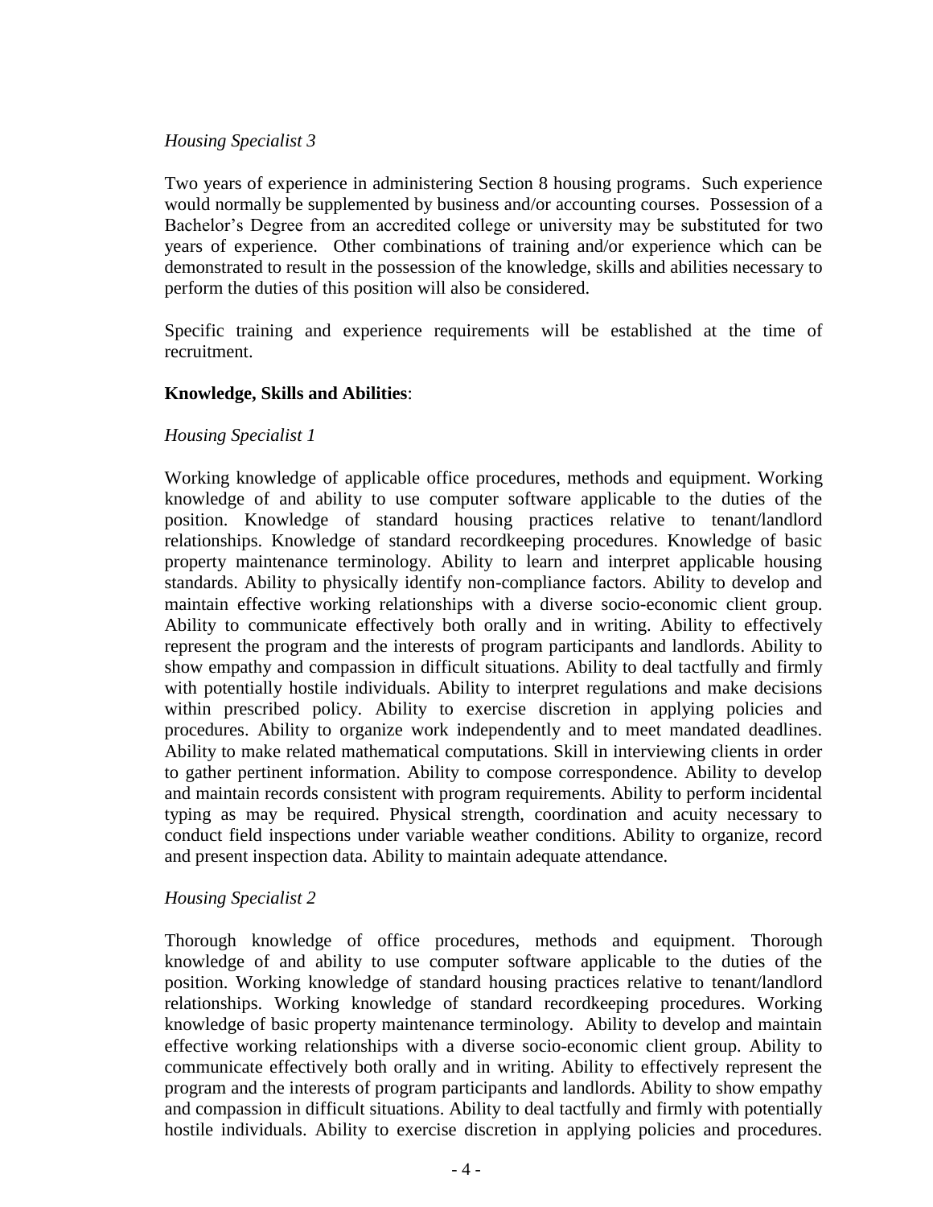*Housing Specialist 3*

Two years of experience in administering Section 8 housing programs. Such experience would normally be supplemented by business and/or accounting courses. Possession of a Bachelor's Degree from an accredited college or university may be substituted for two years of experience. Other combinations of training and/or experience which can be demonstrated to result in the possession of the knowledge, skills and abilities necessary to perform the duties of this position will also be considered.

Specific training and experience requirements will be established at the time of recruitment.

**Knowledge, Skills and Abilities**:

*Housing Specialist 1*

Working knowledge of applicable office procedures, methods and equipment. Working knowledge of and ability to use computer software applicable to the duties of the position. Knowledge of standard housing practices relative to tenant/landlord relationships. Knowledge of standard recordkeeping procedures. Knowledge of basic property maintenance terminology. Ability to learn and interpret applicable housing standards. Ability to physically identify non-compliance factors. Ability to develop and maintain effective working relationships with a diverse socio-economic client group. Ability to communicate effectively both orally and in writing. Ability to effectively represent the program and the interests of program participants and landlords. Ability to show empathy and compassion in difficult situations. Ability to deal tactfully and firmly with potentially hostile individuals. Ability to interpret regulations and make decisions within prescribed policy. Ability to exercise discretion in applying policies and procedures. Ability to organize work independently and to meet mandated deadlines. Ability to make related mathematical computations. Skill in interviewing clients in order to gather pertinent information. Ability to compose correspondence. Ability to develop and maintain records consistent with program requirements. Ability to perform incidental typing as may be required. Physical strength, coordination and acuity necessary to conduct field inspections under variable weather conditions. Ability to organize, record and present inspection data. Ability to maintain adequate attendance.

*Housing Specialist 2*

Thorough knowledge of office procedures, methods and equipment. Thorough knowledge of and ability to use computer software applicable to the duties of the position. Working knowledge of standard housing practices relative to tenant/landlord relationships. Working knowledge of standard recordkeeping procedures. Working knowledge of basic property maintenance terminology. Ability to develop and maintain effective working relationships with a diverse socio-economic client group. Ability to communicate effectively both orally and in writing. Ability to effectively represent the program and the interests of program participants and landlords. Ability to show empathy and compassion in difficult situations. Ability to deal tactfully and firmly with potentially hostile individuals. Ability to exercise discretion in applying policies and procedures.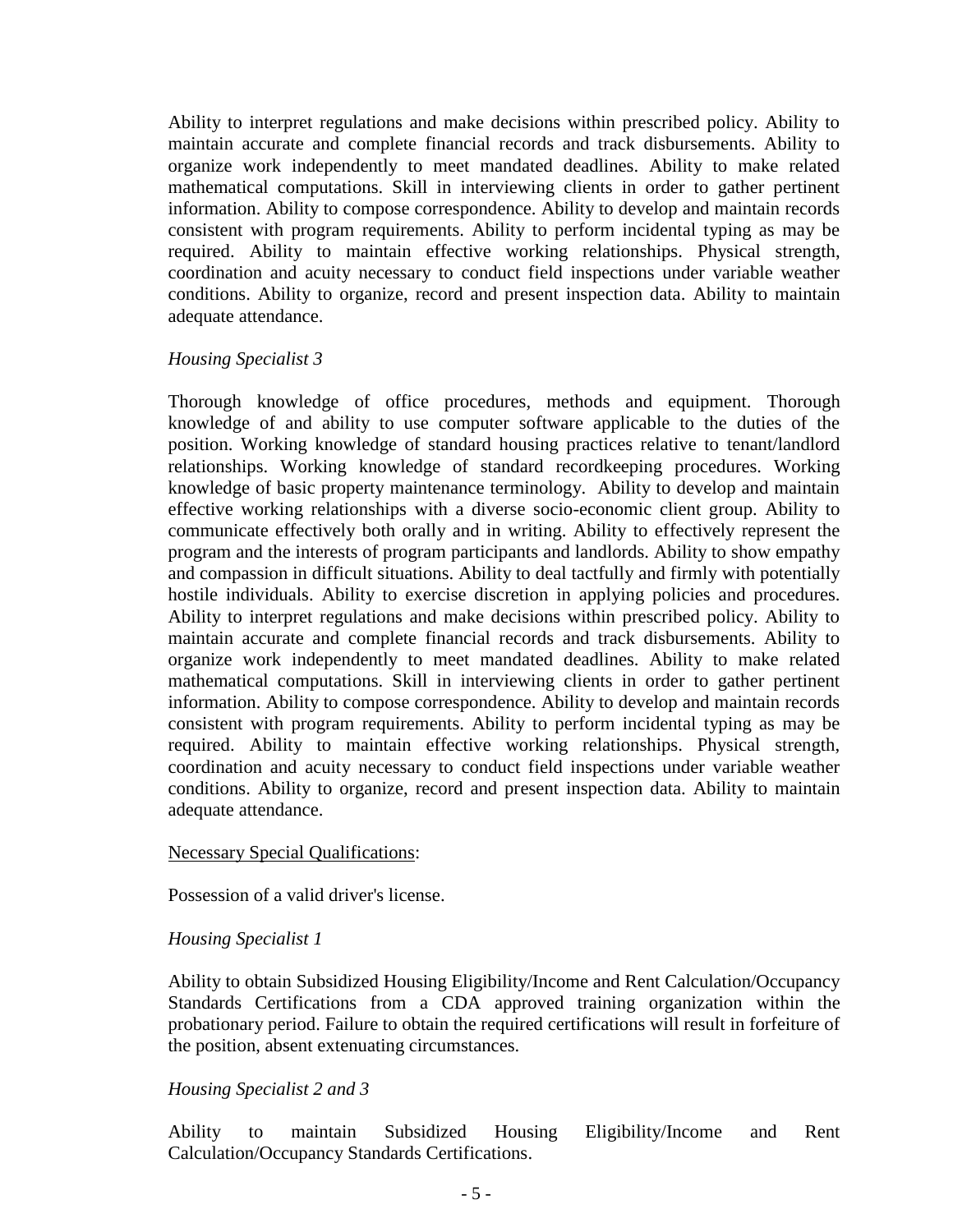Ability to interpret regulations and make decisions within prescribed policy. Ability to maintain accurate and complete financial records and track disbursements. Ability to organize work independently to meet mandated deadlines. Ability to make related mathematical computations. Skill in interviewing clients in order to gather pertinent information. Ability to compose correspondence. Ability to develop and maintain records consistent with program requirements. Ability to perform incidental typing as may be required. Ability to maintain effective working relationships. Physical strength, coordination and acuity necessary to conduct field inspections under variable weather conditions. Ability to organize, record and present inspection data. Ability to maintain adequate attendance.

*Housing Specialist 3*

Thorough knowledge of office procedures, methods and equipment. Thorough knowledge of and ability to use computer software applicable to the duties of the position. Working knowledge of standard housing practices relative to tenant/landlord relationships. Working knowledge of standard recordkeeping procedures. Working knowledge of basic property maintenance terminology. Ability to develop and maintain effective working relationships with a diverse socio-economic client group. Ability to communicate effectively both orally and in writing. Ability to effectively represent the program and the interests of program participants and landlords. Ability to show empathy and compassion in difficult situations. Ability to deal tactfully and firmly with potentially hostile individuals. Ability to exercise discretion in applying policies and procedures. Ability to interpret regulations and make decisions within prescribed policy. Ability to maintain accurate and complete financial records and track disbursements. Ability to organize work independently to meet mandated deadlines. Ability to make related mathematical computations. Skill in interviewing clients in order to gather pertinent information. Ability to compose correspondence. Ability to develop and maintain records consistent with program requirements. Ability to perform incidental typing as may be required. Ability to maintain effective working relationships. Physical strength, coordination and acuity necessary to conduct field inspections under variable weather conditions. Ability to organize, record and present inspection data. Ability to maintain adequate attendance.

<u>Necessary Special Qualifications</u>:

Possession of a valid driver's license.

*Housing Specialist 1*

Ability to obtain Subsidized Housing Eligibility/Income and Rent Calculation/Occupancy Standards Certifications from a CDA approved training organization within the probationary period. Failure to obtain the required certifications will result in forfeiture of the position, absent extenuating circumstances.

*Housing Specialist 2 and 3*

Ability to maintain Subsidized Housing Eligibility/Income and Rent Calculation/Occupancy Standards Certifications.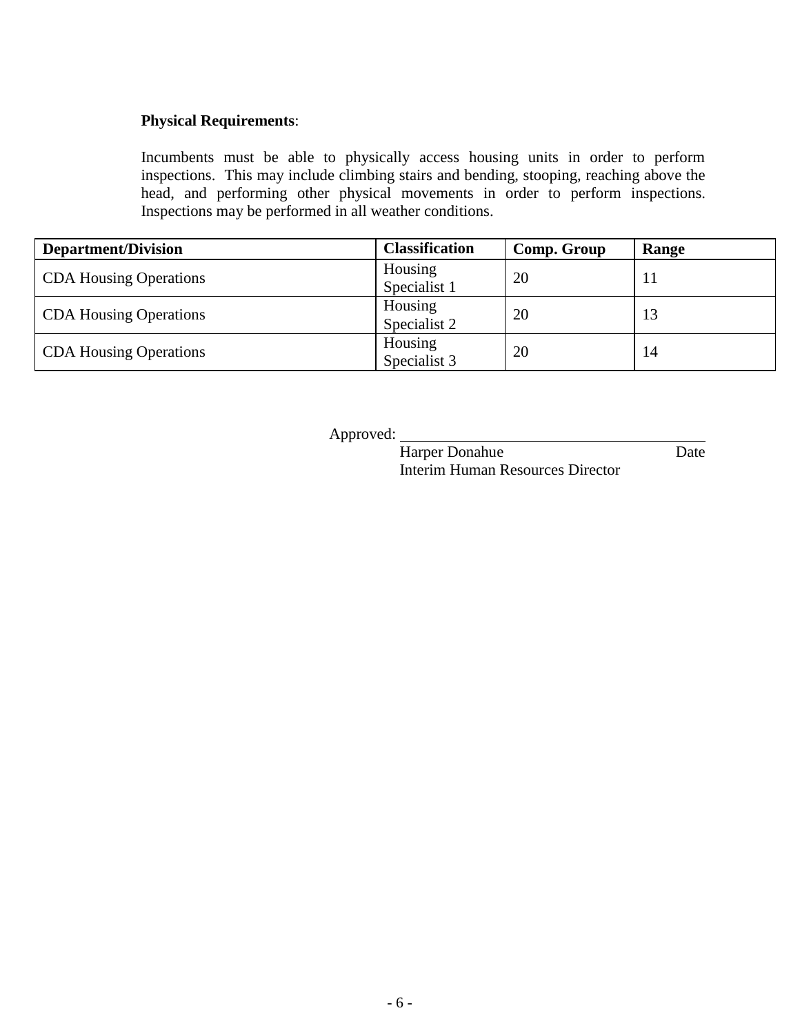**Physical Requirements**:

Incumbents must be able to physically access housing units in order to perform inspections. This may include climbing stairs and bending, stooping, reaching above the head, and performing other physical movements in order to perform inspections. Inspections may be performed in all weather conditions.

| Department/Division | Classification | Comp. Group | Range |
|---|---|---|---|
| CDA Housing Operations | Housing Specialist 1 | 20 | 11 |
| CDA Housing Operations | Housing Specialist 2 | 20 | 13 |
| CDA Housing Operations | Housing Specialist 3 | 20 | 14 |

Approved: ______________________________

Harper Donahue                                        Date
Interim Human Resources Director